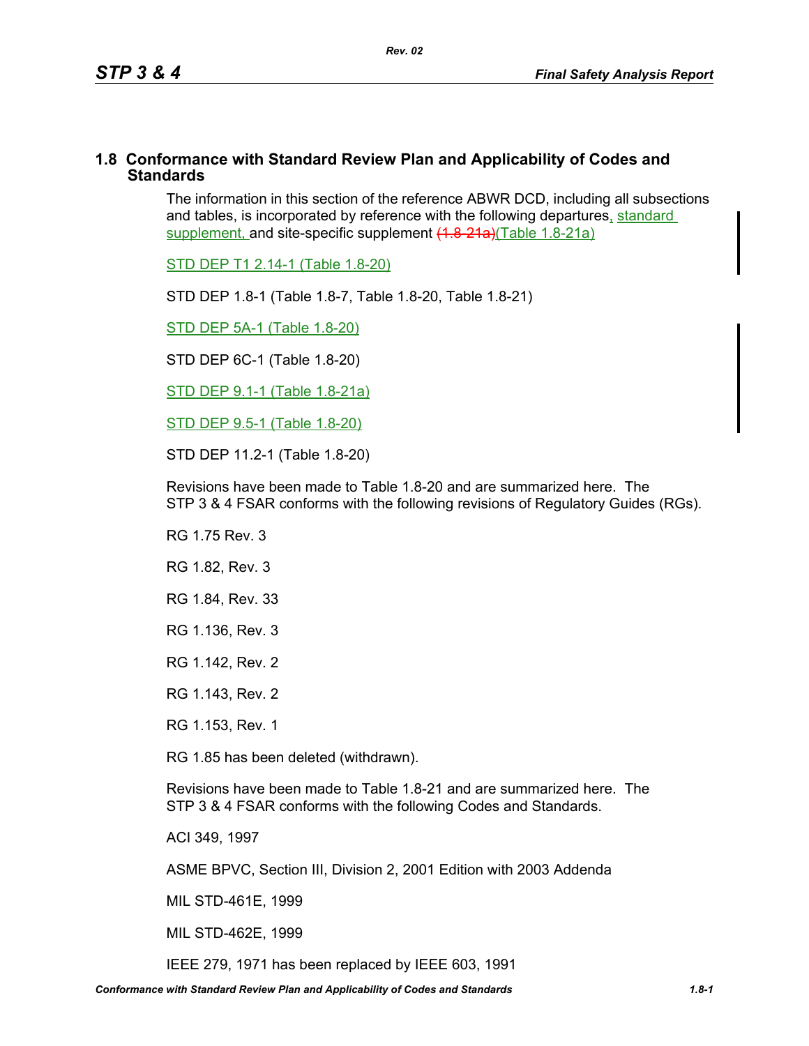## 1.8 Conformance with Standard Review Plan and Applicability of Codes and Standards

The information in this section of the reference ABWR DCD, including all subsections and tables, is incorporated by reference with the following departures, standard supplement, and site-specific supplement ~~(1.8-21a)~~(Table 1.8-21a)

STD DEP T1 2.14-1 (Table 1.8-20)

STD DEP 1.8-1 (Table 1.8-7, Table 1.8-20, Table 1.8-21)

STD DEP 5A-1 (Table 1.8-20)

STD DEP 6C-1 (Table 1.8-20)

STD DEP 9.1-1 (Table 1.8-21a)

STD DEP 9.5-1 (Table 1.8-20)

STD DEP 11.2-1 (Table 1.8-20)

Revisions have been made to Table 1.8-20 and are summarized here. The STP 3 & 4 FSAR conforms with the following revisions of Regulatory Guides (RGs).

RG 1.75 Rev. 3

RG 1.82, Rev. 3

RG 1.84, Rev. 33

RG 1.136, Rev. 3

RG 1.142, Rev. 2

RG 1.143, Rev. 2

RG 1.153, Rev. 1

RG 1.85 has been deleted (withdrawn).

Revisions have been made to Table 1.8-21 and are summarized here. The STP 3 & 4 FSAR conforms with the following Codes and Standards.

ACI 349, 1997

ASME BPVC, Section III, Division 2, 2001 Edition with 2003 Addenda

MIL STD-461E, 1999

MIL STD-462E, 1999

IEEE 279, 1971 has been replaced by IEEE 603, 1991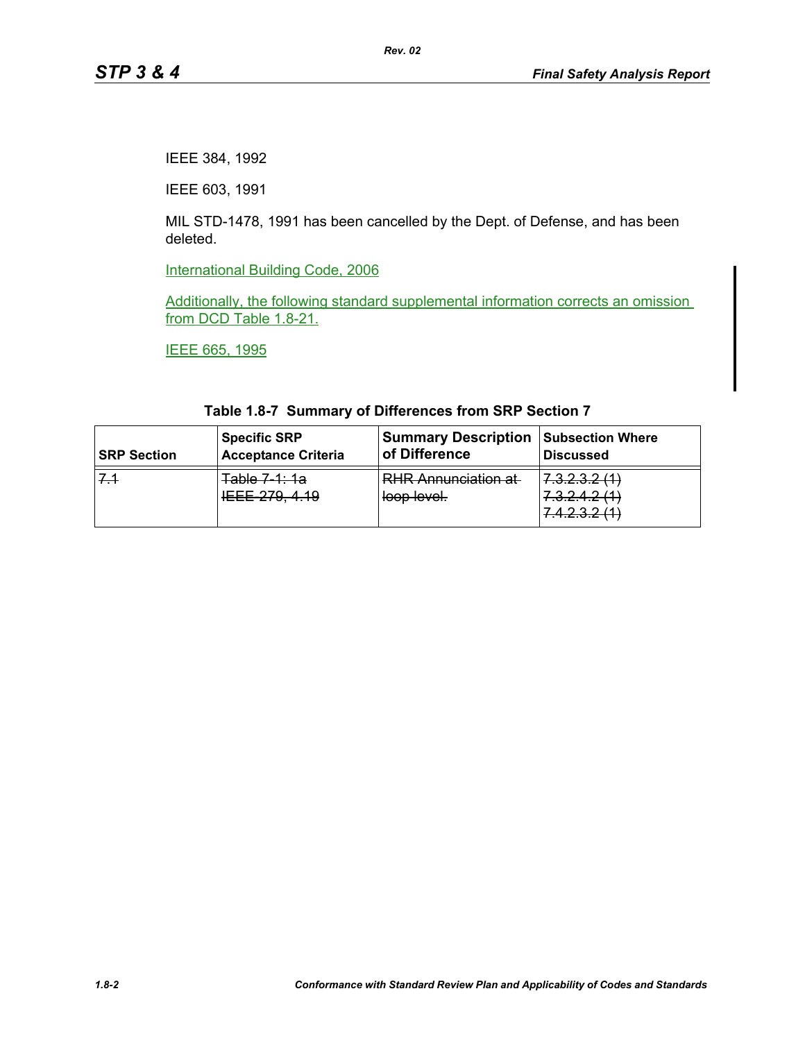IEEE 384, 1992

IEEE 603, 1991

MIL STD-1478, 1991 has been cancelled by the Dept. of Defense, and has been deleted.

International Building Code, 2006

Additionally, the following standard supplemental information corrects an omission from DCD Table 1.8-21.

IEEE 665, 1995

**Table 1.8-7 Summary of Differences from SRP Section 7**

| SRP Section | Specific SRP Acceptance Criteria | Summary Description of Difference | Subsection Where Discussed |
|---|---|---|---|
| ~~7.1~~ | ~~Table 7-1: 1a IEEE 279, 4.19~~ | ~~RHR Annunciation at loop level.~~ | ~~7.3.2.3.2 (1) 7.3.2.4.2 (1) 7.4.2.3.2 (1)~~ |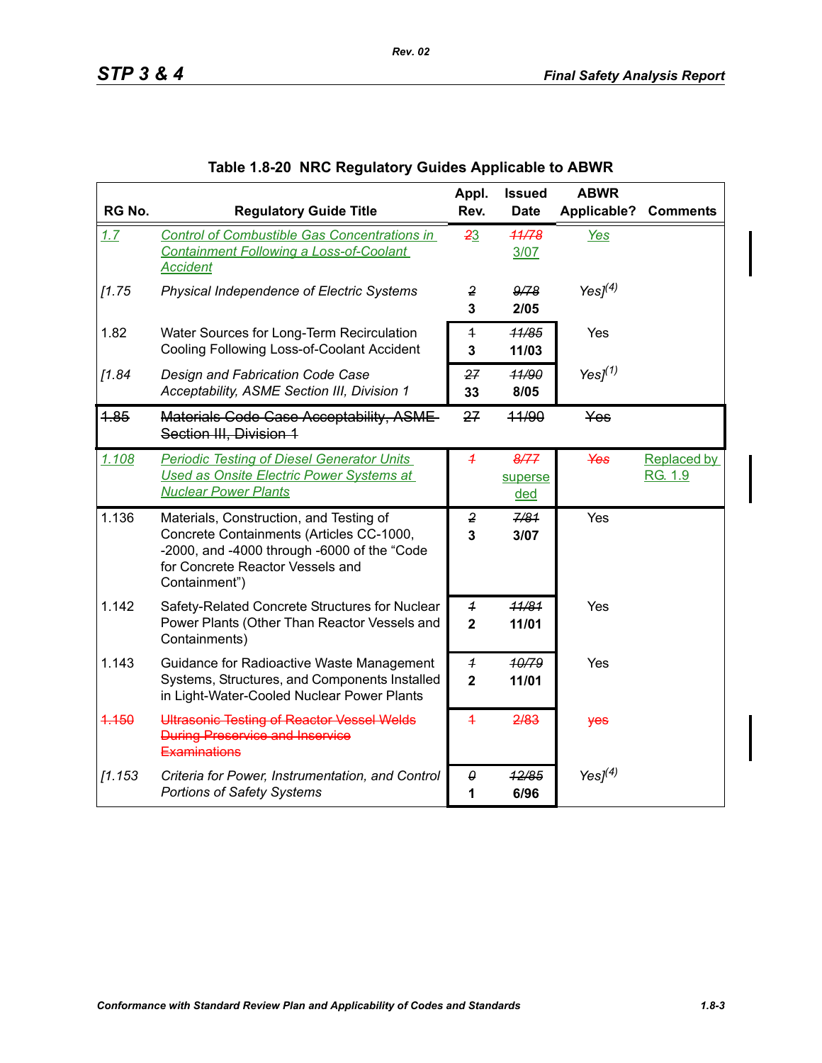## Table 1.8-20 NRC Regulatory Guides Applicable to ABWR

| RG No. | Regulatory Guide Title | Appl. Rev. | Issued Date | ABWR Applicable? | Comments |
|---|---|---|---|---|---|
| 1.7 | Control of Combustible Gas Concentrations in Containment Following a Loss-of-Coolant Accident | ~~2~~3 | ~~11/78~~ 3/07 | Yes | |
| [1.75 | Physical Independence of Electric Systems | ~~2~~ **3** | ~~9/78~~ **2/05** | Yes][4] | |
| 1.82 | Water Sources for Long-Term Recirculation Cooling Following Loss-of-Coolant Accident | ~~1~~ **3** | ~~11/85~~ **11/03** | Yes | |
| [1.84 | Design and Fabrication Code Case Acceptability, ASME Section III, Division 1 | ~~27~~ **33** | ~~11/90~~ **8/05** | Yes][1] | |
| ~~1.85~~ | ~~Materials Code Case Acceptability, ASME Section III, Division 1~~ | ~~27~~ | ~~11/90~~ | ~~Yes~~ | |
| 1.108 | Periodic Testing of Diesel Generator Units Used as Onsite Electric Power Systems at Nuclear Power Plants | ~~1~~ | ~~8/77~~ superseded | ~~Yes~~ | Replaced by RG. 1.9 |
| 1.136 | Materials, Construction, and Testing of Concrete Containments (Articles CC-1000, -2000, and -4000 through -6000 of the "Code for Concrete Reactor Vessels and Containment") | ~~2~~ **3** | ~~7/81~~ **3/07** | Yes | |
| 1.142 | Safety-Related Concrete Structures for Nuclear Power Plants (Other Than Reactor Vessels and Containments) | ~~1~~ **2** | ~~11/81~~ **11/01** | Yes | |
| 1.143 | Guidance for Radioactive Waste Management Systems, Structures, and Components Installed in Light-Water-Cooled Nuclear Power Plants | ~~1~~ **2** | ~~10/79~~ **11/01** | Yes | |
| ~~1.150~~ | ~~Ultrasonic Testing of Reactor Vessel Welds During Preservice and Inservice Examinations~~ | ~~1~~ | ~~2/83~~ | ~~yes~~ | |
| [1.153 | Criteria for Power, Instrumentation, and Control Portions of Safety Systems | ~~0~~ **1** | ~~12/85~~ **6/96** | Yes][4] | |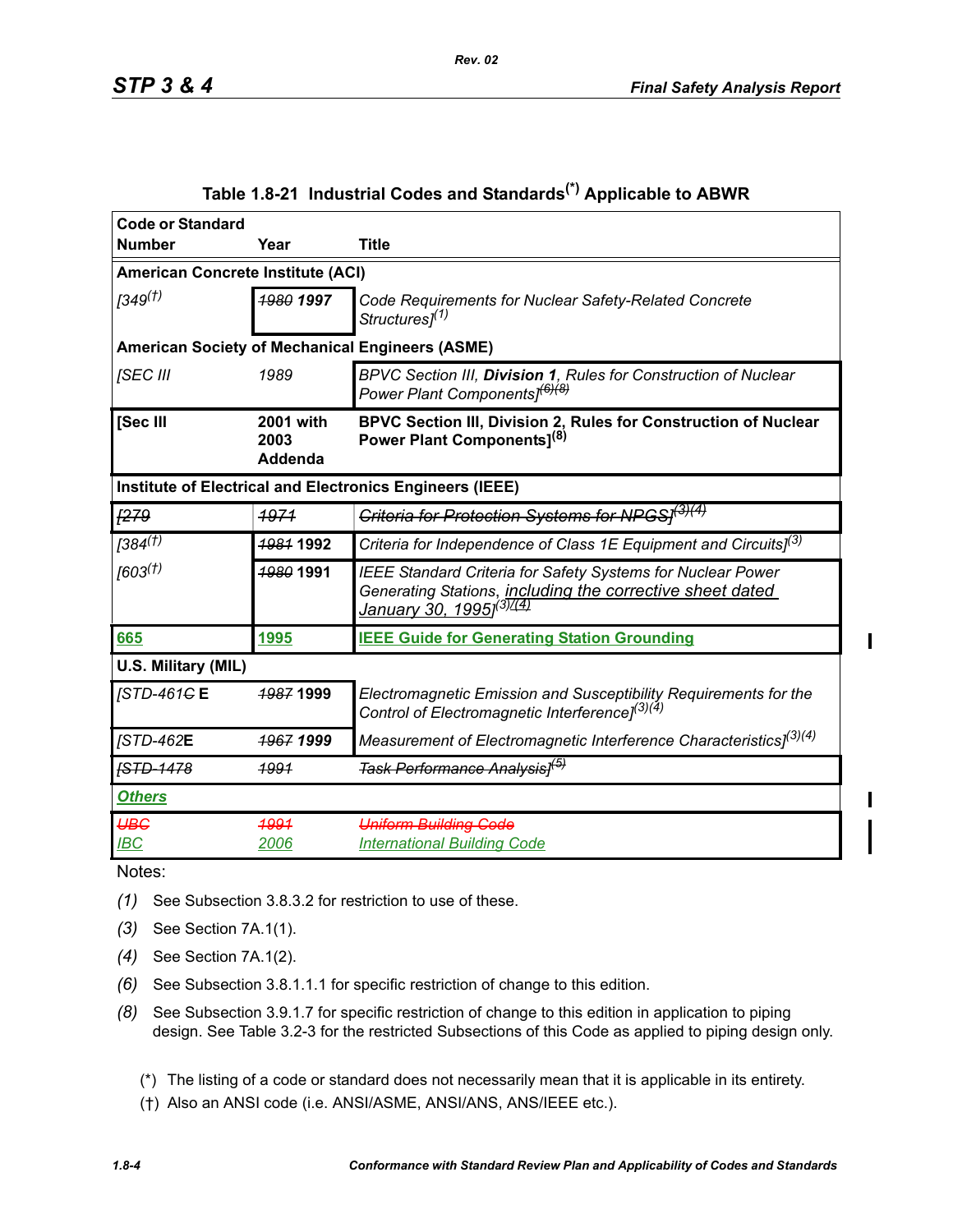## Table 1.8-21 Industrial Codes and Standards(*) Applicable to ABWR

| Code or Standard Number | Year | Title |
|---|---|---|
| **American Concrete Institute (ACI)** | | |
| *[349(†)* | ~~*1980*~~ ***1997*** | *Code Requirements for Nuclear Safety-Related Concrete Structures]*(1) |
| **American Society of Mechanical Engineers (ASME)** | | |
| *[SEC III* | *1989* | *BPVC Section III, **Division 1**, Rules for Construction of Nuclear Power Plant Components]*~~(6)~~(8) |
| **[Sec III** | **2001 with 2003 Addenda** | **BPVC Section III, Division 2, Rules for Construction of Nuclear Power Plant Components](8)** |
| **Institute of Electrical and Electronics Engineers (IEEE)** | | |
| ~~*[279*~~ | ~~*1971*~~ | ~~*Criteria for Protection Systems for NPGS]*(3)(4)~~ |
| *[384(†)* | ~~*1981*~~ **1992** | *Criteria for Independence of Class 1E Equipment and Circuits]*(3) |
| *[603(†)* | ~~*1980*~~ **1991** | *IEEE Standard Criteria for Safety Systems for Nuclear Power Generating Stations, including the corrective sheet dated January 30, 1995]*(3)(4) |
| **665** | **1995** | **IEEE Guide for Generating Station Grounding** |
| **U.S. Military (MIL)** | | |
| *[STD-461*~~*C*~~ **E** | ~~*1987*~~ **1999** | *Electromagnetic Emission and Susceptibility Requirements for the Control of Electromagnetic Interference]*(3)(4) |
| *[STD-462***E** | ~~*1967*~~ ***1999*** | *Measurement of Electromagnetic Interference Characteristics]*(3)(4) |
| ~~*[STD-1478*~~ | ~~*1991*~~ | ~~*Task Performance Analysis]*(5)~~ |
| ***Others*** | | |
| ~~*UBC*~~<br>*IBC* | ~~*1991*~~<br>*2006* | ~~*Uniform Building Code*~~<br>*International Building Code* |

Notes:

*(1)* See Subsection 3.8.3.2 for restriction to use of these.

*(3)* See Section 7A.1(1).

*(4)* See Section 7A.1(2).

*(6)* See Subsection 3.8.1.1.1 for specific restriction of change to this edition.

*(8)* See Subsection 3.9.1.7 for specific restriction of change to this edition in application to piping design. See Table 3.2-3 for the restricted Subsections of this Code as applied to piping design only.

(*) The listing of a code or standard does not necessarily mean that it is applicable in its entirety.

(†) Also an ANSI code (i.e. ANSI/ASME, ANSI/ANS, ANS/IEEE etc.).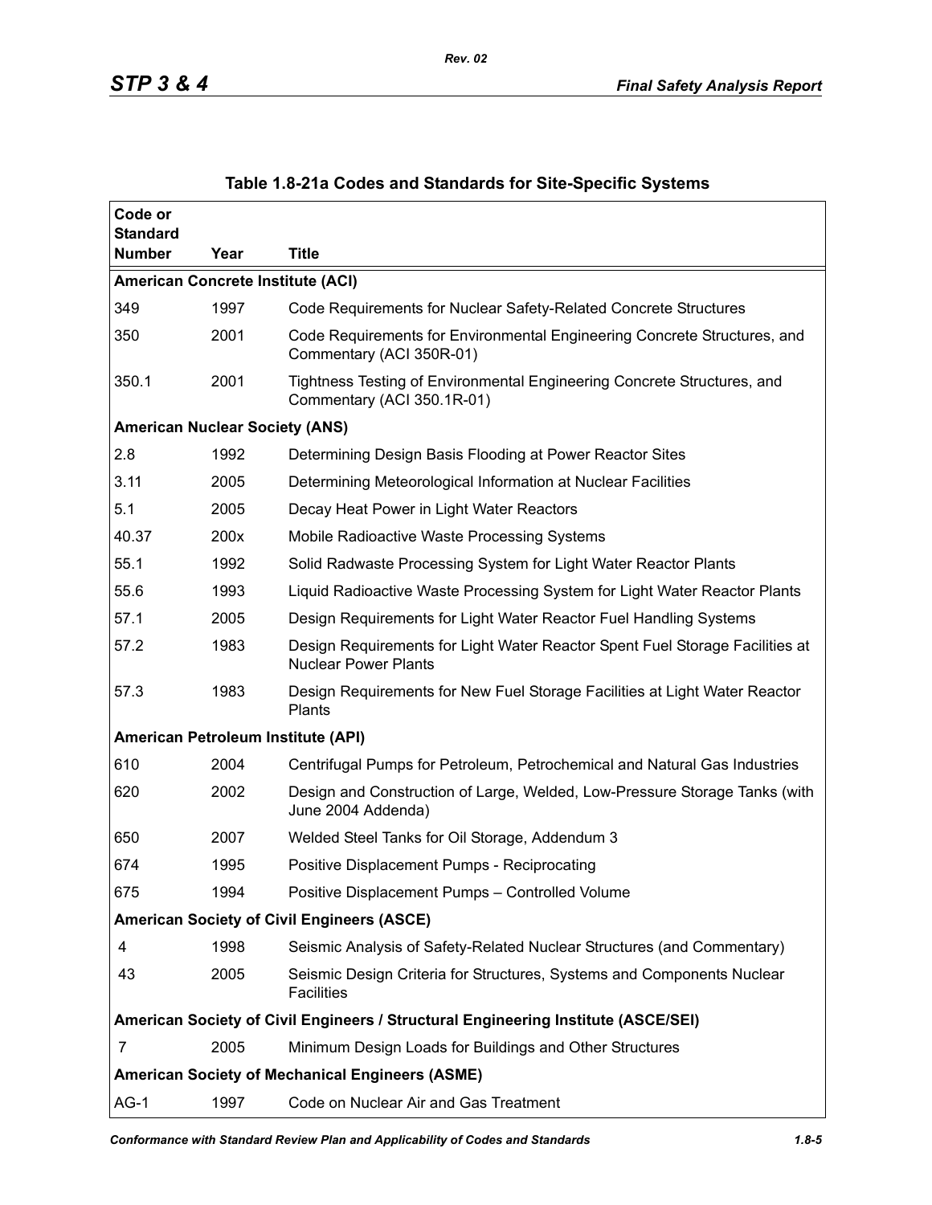### Table 1.8-21a Codes and Standards for Site-Specific Systems

| Code or Standard Number | Year | Title |
|---|---|---|
| **American Concrete Institute (ACI)** | | |
| 349 | 1997 | Code Requirements for Nuclear Safety-Related Concrete Structures |
| 350 | 2001 | Code Requirements for Environmental Engineering Concrete Structures, and Commentary (ACI 350R-01) |
| 350.1 | 2001 | Tightness Testing of Environmental Engineering Concrete Structures, and Commentary (ACI 350.1R-01) |
| **American Nuclear Society (ANS)** | | |
| 2.8 | 1992 | Determining Design Basis Flooding at Power Reactor Sites |
| 3.11 | 2005 | Determining Meteorological Information at Nuclear Facilities |
| 5.1 | 2005 | Decay Heat Power in Light Water Reactors |
| 40.37 | 200x | Mobile Radioactive Waste Processing Systems |
| 55.1 | 1992 | Solid Radwaste Processing System for Light Water Reactor Plants |
| 55.6 | 1993 | Liquid Radioactive Waste Processing System for Light Water Reactor Plants |
| 57.1 | 2005 | Design Requirements for Light Water Reactor Fuel Handling Systems |
| 57.2 | 1983 | Design Requirements for Light Water Reactor Spent Fuel Storage Facilities at Nuclear Power Plants |
| 57.3 | 1983 | Design Requirements for New Fuel Storage Facilities at Light Water Reactor Plants |
| **American Petroleum Institute (API)** | | |
| 610 | 2004 | Centrifugal Pumps for Petroleum, Petrochemical and Natural Gas Industries |
| 620 | 2002 | Design and Construction of Large, Welded, Low-Pressure Storage Tanks (with June 2004 Addenda) |
| 650 | 2007 | Welded Steel Tanks for Oil Storage, Addendum 3 |
| 674 | 1995 | Positive Displacement Pumps - Reciprocating |
| 675 | 1994 | Positive Displacement Pumps – Controlled Volume |
| **American Society of Civil Engineers (ASCE)** | | |
| 4 | 1998 | Seismic Analysis of Safety-Related Nuclear Structures (and Commentary) |
| 43 | 2005 | Seismic Design Criteria for Structures, Systems and Components Nuclear Facilities |
| **American Society of Civil Engineers / Structural Engineering Institute (ASCE/SEI)** | | |
| 7 | 2005 | Minimum Design Loads for Buildings and Other Structures |
| **American Society of Mechanical Engineers (ASME)** | | |
| AG-1 | 1997 | Code on Nuclear Air and Gas Treatment |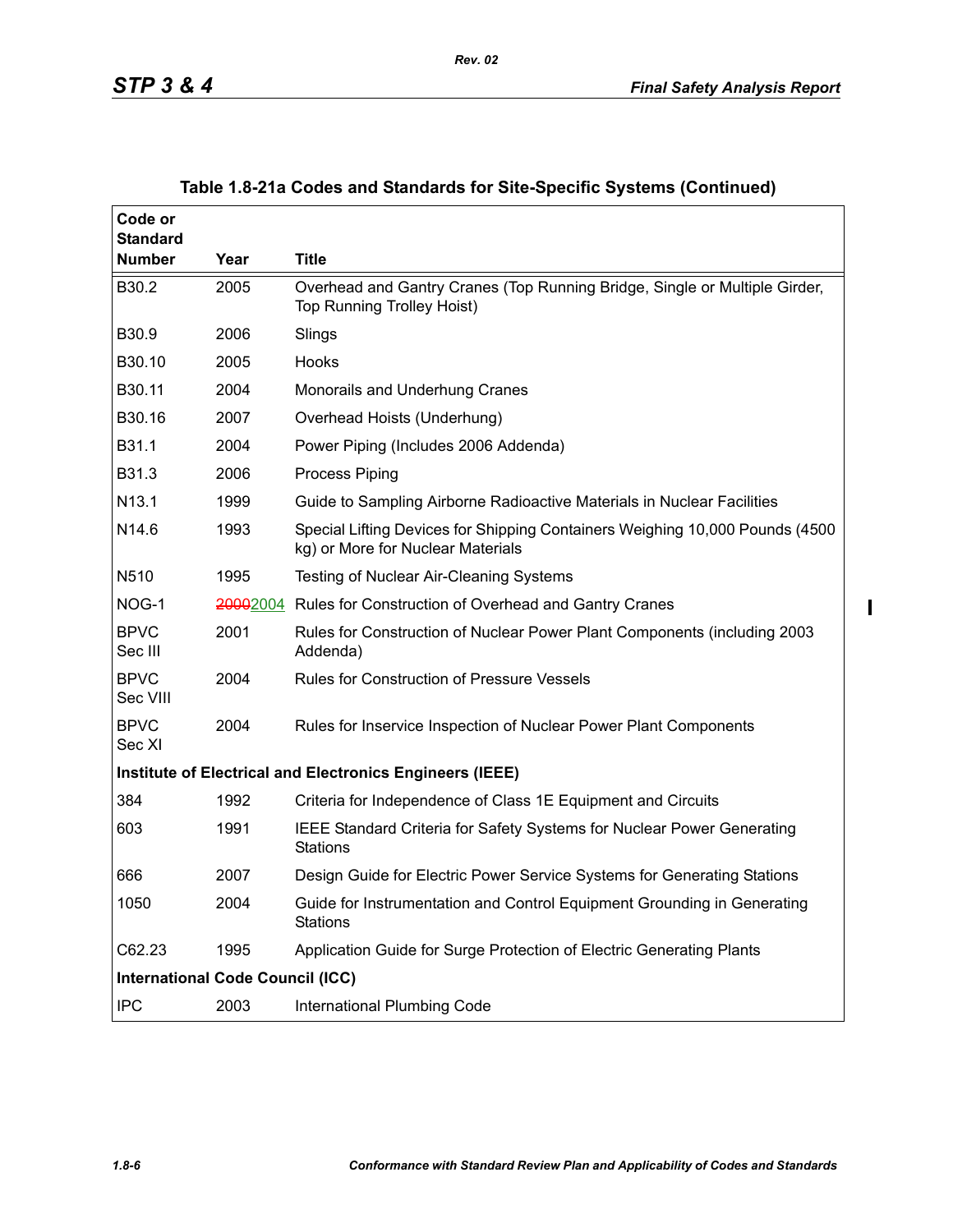## Table 1.8-21a Codes and Standards for Site-Specific Systems (Continued)

| Code or Standard Number | Year | Title |
|---|---|---|
| B30.2 | 2005 | Overhead and Gantry Cranes (Top Running Bridge, Single or Multiple Girder, Top Running Trolley Hoist) |
| B30.9 | 2006 | Slings |
| B30.10 | 2005 | Hooks |
| B30.11 | 2004 | Monorails and Underhung Cranes |
| B30.16 | 2007 | Overhead Hoists (Underhung) |
| B31.1 | 2004 | Power Piping (Includes 2006 Addenda) |
| B31.3 | 2006 | Process Piping |
| N13.1 | 1999 | Guide to Sampling Airborne Radioactive Materials in Nuclear Facilities |
| N14.6 | 1993 | Special Lifting Devices for Shipping Containers Weighing 10,000 Pounds (4500 kg) or More for Nuclear Materials |
| N510 | 1995 | Testing of Nuclear Air-Cleaning Systems |
| NOG-1 | ~~2000~~2004 | Rules for Construction of Overhead and Gantry Cranes |
| BPVC Sec III | 2001 | Rules for Construction of Nuclear Power Plant Components (including 2003 Addenda) |
| BPVC Sec VIII | 2004 | Rules for Construction of Pressure Vessels |
| BPVC Sec XI | 2004 | Rules for Inservice Inspection of Nuclear Power Plant Components |
| **Institute of Electrical and Electronics Engineers (IEEE)** | | |
| 384 | 1992 | Criteria for Independence of Class 1E Equipment and Circuits |
| 603 | 1991 | IEEE Standard Criteria for Safety Systems for Nuclear Power Generating Stations |
| 666 | 2007 | Design Guide for Electric Power Service Systems for Generating Stations |
| 1050 | 2004 | Guide for Instrumentation and Control Equipment Grounding in Generating Stations |
| C62.23 | 1995 | Application Guide for Surge Protection of Electric Generating Plants |
| **International Code Council (ICC)** | | |
| IPC | 2003 | International Plumbing Code |